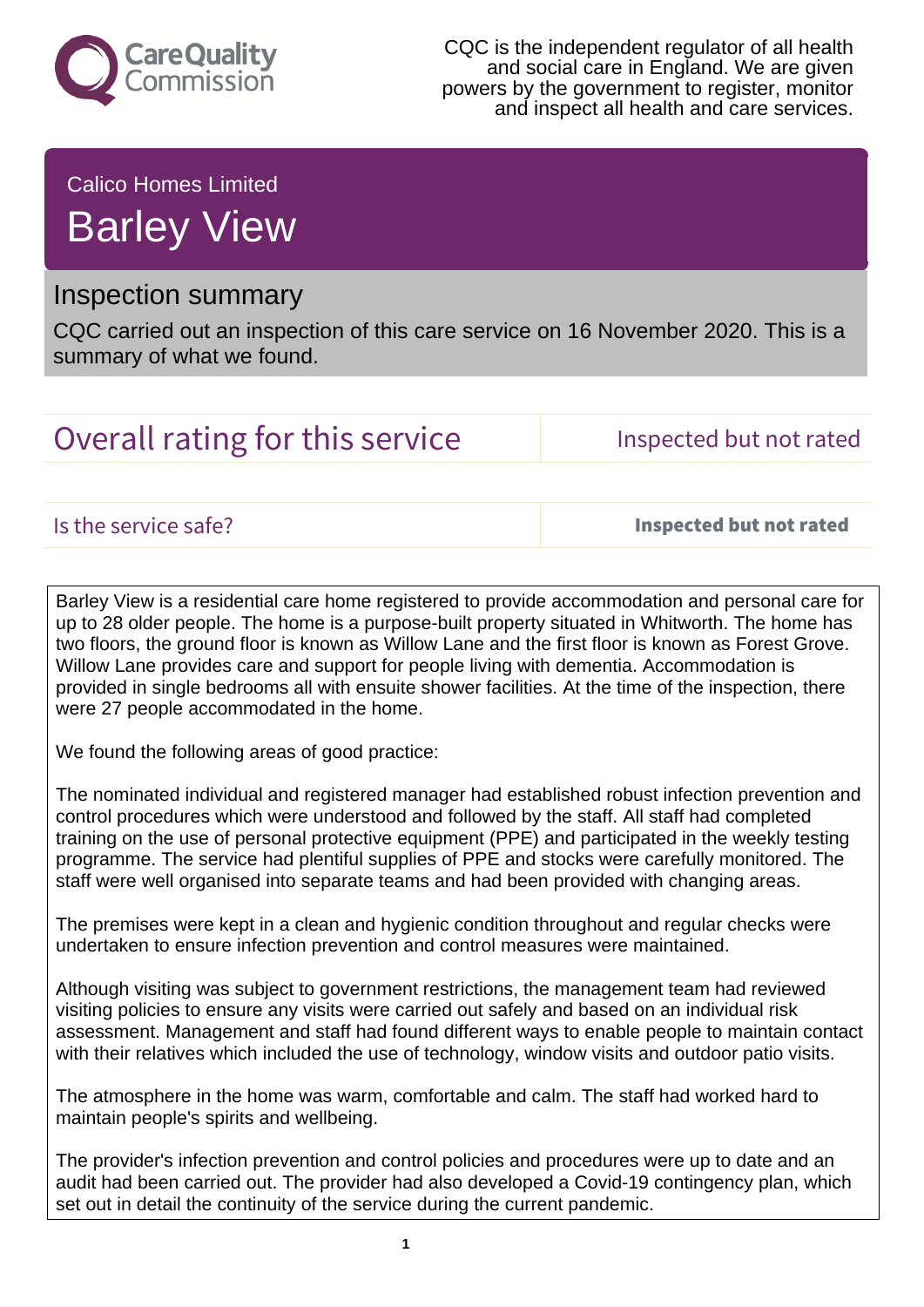CQC is the independent regulator of all health and social care in England. We are given powers by the government to register, monitor and inspect all health and care services.

Calico Homes Limited

# Barley View

## Inspection summary

CQC carried out an inspection of this care service on 16 November 2020. This is a summary of what we found.

| Overall rating for this service | Inspected but not rated |
| --- | --- |

| Is the service safe? | **Inspected but not rated** |
| --- | --- |

Barley View is a residential care home registered to provide accommodation and personal care for up to 28 older people. The home is a purpose-built property situated in Whitworth. The home has two floors, the ground floor is known as Willow Lane and the first floor is known as Forest Grove. Willow Lane provides care and support for people living with dementia. Accommodation is provided in single bedrooms all with ensuite shower facilities. At the time of the inspection, there were 27 people accommodated in the home.

We found the following areas of good practice:

The nominated individual and registered manager had established robust infection prevention and control procedures which were understood and followed by the staff. All staff had completed training on the use of personal protective equipment (PPE) and participated in the weekly testing programme. The service had plentiful supplies of PPE and stocks were carefully monitored. The staff were well organised into separate teams and had been provided with changing areas.

The premises were kept in a clean and hygienic condition throughout and regular checks were undertaken to ensure infection prevention and control measures were maintained.

Although visiting was subject to government restrictions, the management team had reviewed visiting policies to ensure any visits were carried out safely and based on an individual risk assessment. Management and staff had found different ways to enable people to maintain contact with their relatives which included the use of technology, window visits and outdoor patio visits.

The atmosphere in the home was warm, comfortable and calm. The staff had worked hard to maintain people's spirits and wellbeing.

The provider's infection prevention and control policies and procedures were up to date and an audit had been carried out. The provider had also developed a Covid-19 contingency plan, which set out in detail the continuity of the service during the current pandemic.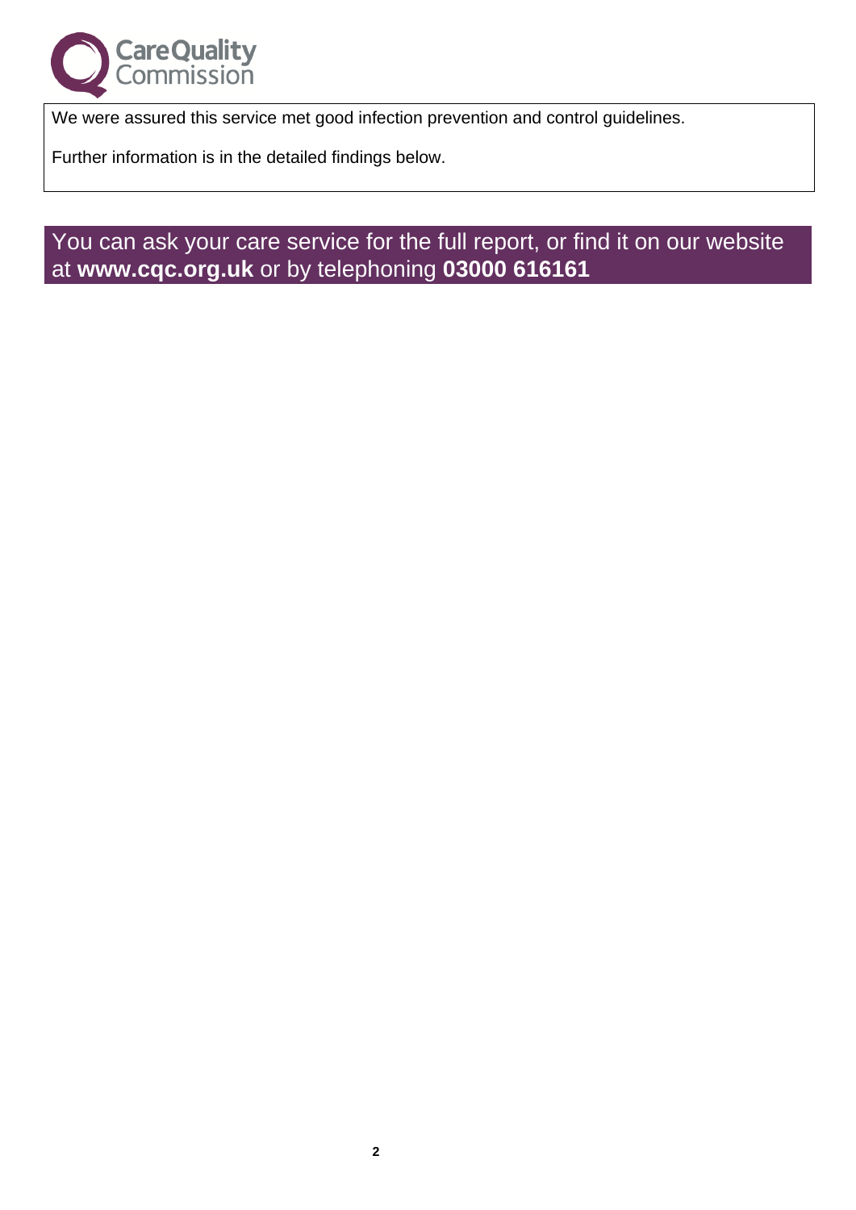We were assured this service met good infection prevention and control guidelines.

Further information is in the detailed findings below.

You can ask your care service for the full report, or find it on our website at **www.cqc.org.uk** or by telephoning **03000 616161**